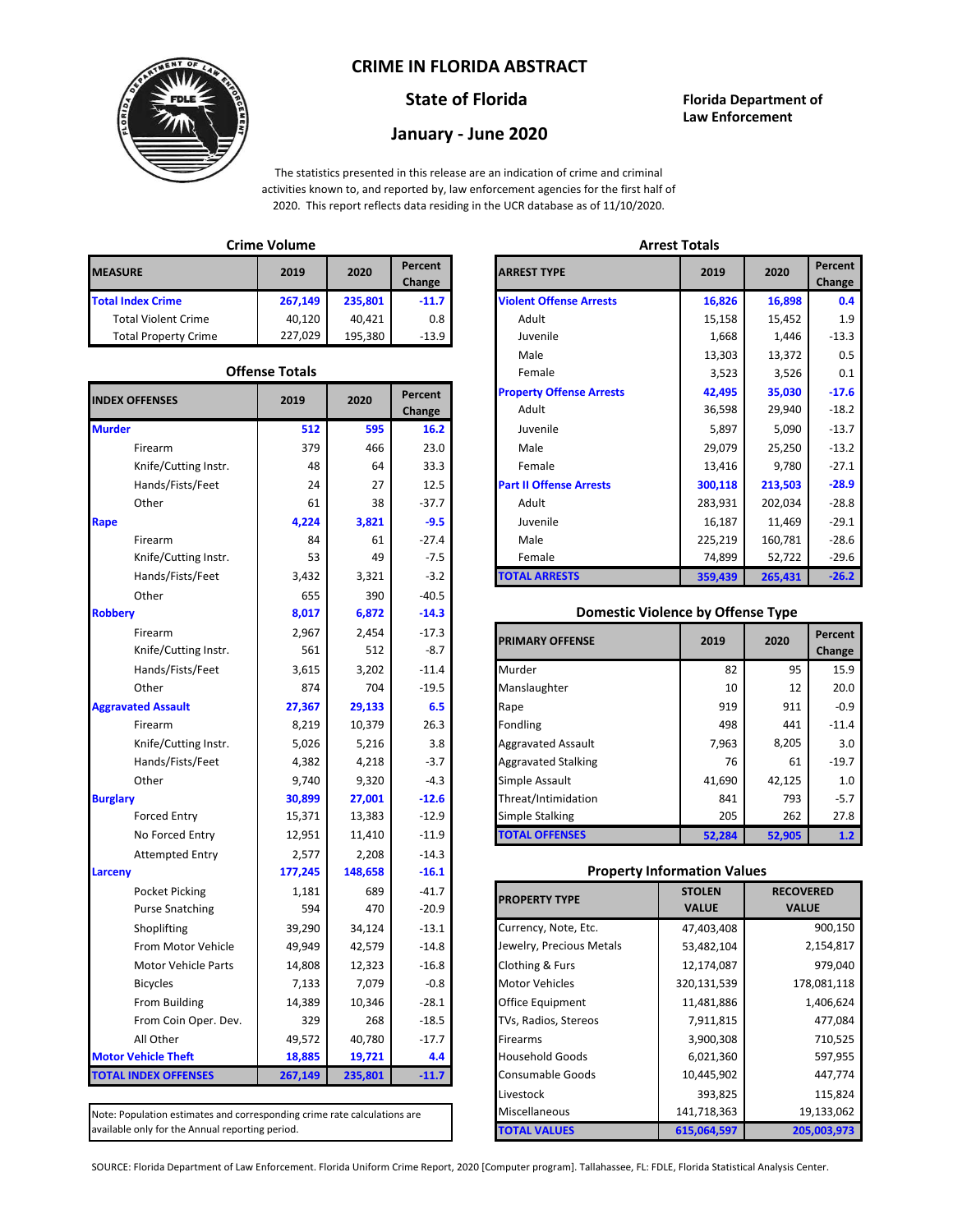# CRIME IN FLORIDA ABSTRACT

## State of Florida

## January - June 2020

**Florida Department of Law Enforcement**

The statistics presented in this release are an indication of crime and criminal activities known to, and reported by, law enforcement agencies for the first half of 2020. This report reflects data residing in the UCR database as of 11/10/2020.

### Crime Volume

| MEASURE | 2019 | 2020 | Percent Change |
|---|---|---|---|
| **Total Index Crime** | **267,149** | **235,801** | **-11.7** |
| Total Violent Crime | 40,120 | 40,421 | 0.8 |
| Total Property Crime | 227,029 | 195,380 | -13.9 |

### Offense Totals

| INDEX OFFENSES | 2019 | 2020 | Percent Change |
|---|---|---|---|
| **Murder** | **512** | **595** | **16.2** |
| Firearm | 379 | 466 | 23.0 |
| Knife/Cutting Instr. | 48 | 64 | 33.3 |
| Hands/Fists/Feet | 24 | 27 | 12.5 |
| Other | 61 | 38 | -37.7 |
| **Rape** | **4,224** | **3,821** | **-9.5** |
| Firearm | 84 | 61 | -27.4 |
| Knife/Cutting Instr. | 53 | 49 | -7.5 |
| Hands/Fists/Feet | 3,432 | 3,321 | -3.2 |
| Other | 655 | 390 | -40.5 |
| **Robbery** | **8,017** | **6,872** | **-14.3** |
| Firearm | 2,967 | 2,454 | -17.3 |
| Knife/Cutting Instr. | 561 | 512 | -8.7 |
| Hands/Fists/Feet | 3,615 | 3,202 | -11.4 |
| Other | 874 | 704 | -19.5 |
| **Aggravated Assault** | **27,367** | **29,133** | **6.5** |
| Firearm | 8,219 | 10,379 | 26.3 |
| Knife/Cutting Instr. | 5,026 | 5,216 | 3.8 |
| Hands/Fists/Feet | 4,382 | 4,218 | -3.7 |
| Other | 9,740 | 9,320 | -4.3 |
| **Burglary** | **30,899** | **27,001** | **-12.6** |
| Forced Entry | 15,371 | 13,383 | -12.9 |
| No Forced Entry | 12,951 | 11,410 | -11.9 |
| Attempted Entry | 2,577 | 2,208 | -14.3 |
| **Larceny** | **177,245** | **148,658** | **-16.1** |
| Pocket Picking | 1,181 | 689 | -41.7 |
| Purse Snatching | 594 | 470 | -20.9 |
| Shoplifting | 39,290 | 34,124 | -13.1 |
| From Motor Vehicle | 49,949 | 42,579 | -14.8 |
| Motor Vehicle Parts | 14,808 | 12,323 | -16.8 |
| Bicycles | 7,133 | 7,079 | -0.8 |
| From Building | 14,389 | 10,346 | -28.1 |
| From Coin Oper. Dev. | 329 | 268 | -18.5 |
| All Other | 49,572 | 40,780 | -17.7 |
| **Motor Vehicle Theft** | **18,885** | **19,721** | **4.4** |
| **TOTAL INDEX OFFENSES** | **267,149** | **235,801** | **-11.7** |

Note: Population estimates and corresponding crime rate calculations are available only for the Annual reporting period.

### Arrest Totals

| ARREST TYPE | 2019 | 2020 | Percent Change |
|---|---|---|---|
| **Violent Offense Arrests** | **16,826** | **16,898** | **0.4** |
| Adult | 15,158 | 15,452 | 1.9 |
| Juvenile | 1,668 | 1,446 | -13.3 |
| Male | 13,303 | 13,372 | 0.5 |
| Female | 3,523 | 3,526 | 0.1 |
| **Property Offense Arrests** | **42,495** | **35,030** | **-17.6** |
| Adult | 36,598 | 29,940 | -18.2 |
| Juvenile | 5,897 | 5,090 | -13.7 |
| Male | 29,079 | 25,250 | -13.2 |
| Female | 13,416 | 9,780 | -27.1 |
| **Part II Offense Arrests** | **300,118** | **213,503** | **-28.9** |
| Adult | 283,931 | 202,034 | -28.8 |
| Juvenile | 16,187 | 11,469 | -29.1 |
| Male | 225,219 | 160,781 | -28.6 |
| Female | 74,899 | 52,722 | -29.6 |
| **TOTAL ARRESTS** | **359,439** | **265,431** | **-26.2** |

### Domestic Violence by Offense Type

| PRIMARY OFFENSE | 2019 | 2020 | Percent Change |
|---|---|---|---|
| Murder | 82 | 95 | 15.9 |
| Manslaughter | 10 | 12 | 20.0 |
| Rape | 919 | 911 | -0.9 |
| Fondling | 498 | 441 | -11.4 |
| Aggravated Assault | 7,963 | 8,205 | 3.0 |
| Aggravated Stalking | 76 | 61 | -19.7 |
| Simple Assault | 41,690 | 42,125 | 1.0 |
| Threat/Intimidation | 841 | 793 | -5.7 |
| Simple Stalking | 205 | 262 | 27.8 |
| **TOTAL OFFENSES** | **52,284** | **52,905** | **1.2** |

### Property Information Values

| PROPERTY TYPE | STOLEN VALUE | RECOVERED VALUE |
|---|---|---|
| Currency, Note, Etc. | 47,403,408 | 900,150 |
| Jewelry, Precious Metals | 53,482,104 | 2,154,817 |
| Clothing & Furs | 12,174,087 | 979,040 |
| Motor Vehicles | 320,131,539 | 178,081,118 |
| Office Equipment | 11,481,886 | 1,406,624 |
| TVs, Radios, Stereos | 7,911,815 | 477,084 |
| Firearms | 3,900,308 | 710,525 |
| Household Goods | 6,021,360 | 597,955 |
| Consumable Goods | 10,445,902 | 447,774 |
| Livestock | 393,825 | 115,824 |
| Miscellaneous | 141,718,363 | 19,133,062 |
| **TOTAL VALUES** | **615,064,597** | **205,003,973** |

SOURCE: Florida Department of Law Enforcement. Florida Uniform Crime Report, 2020 [Computer program]. Tallahassee, FL: FDLE, Florida Statistical Analysis Center.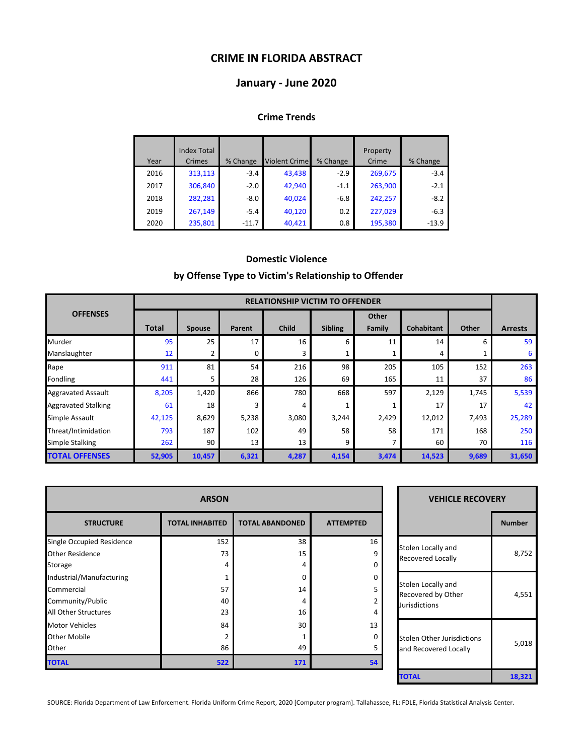# CRIME IN FLORIDA ABSTRACT

## January - June 2020

### Crime Trends

| Year | Index Total Crimes | % Change | Violent Crime | % Change | Property Crime | % Change |
|---|---|---|---|---|---|---|
| 2016 | 313,113 | -3.4 | 43,438 | -2.9 | 269,675 | -3.4 |
| 2017 | 306,840 | -2.0 | 42,940 | -1.1 | 263,900 | -2.1 |
| 2018 | 282,281 | -8.0 | 40,024 | -6.8 | 242,257 | -8.2 |
| 2019 | 267,149 | -5.4 | 40,120 | 0.2 | 227,029 | -6.3 |
| 2020 | 235,801 | -11.7 | 40,421 | 0.8 | 195,380 | -13.9 |

### Domestic Violence

### by Offense Type to Victim's Relationship to Offender

| OFFENSES | RELATIONSHIP VICTIM TO OFFENDER | | | | | | | | |
|---|---|---|---|---|---|---|---|---|---|
| | **Total** | **Spouse** | **Parent** | **Child** | **Sibling** | **Other Family** | **Cohabitant** | **Other** | **Arrests** |
| Murder | 95 | 25 | 17 | 16 | 6 | 11 | 14 | 6 | 59 |
| Manslaughter | 12 | 2 | 0 | 3 | 1 | 1 | 4 | 1 | 6 |
| Rape | 911 | 81 | 54 | 216 | 98 | 205 | 105 | 152 | 263 |
| Fondling | 441 | 5 | 28 | 126 | 69 | 165 | 11 | 37 | 86 |
| Aggravated Assault | 8,205 | 1,420 | 866 | 780 | 668 | 597 | 2,129 | 1,745 | 5,539 |
| Aggravated Stalking | 61 | 18 | 3 | 4 | 1 | 1 | 17 | 17 | 42 |
| Simple Assault | 42,125 | 8,629 | 5,238 | 3,080 | 3,244 | 2,429 | 12,012 | 7,493 | 25,289 |
| Threat/Intimidation | 793 | 187 | 102 | 49 | 58 | 58 | 171 | 168 | 250 |
| Simple Stalking | 262 | 90 | 13 | 13 | 9 | 7 | 60 | 70 | 116 |
| **TOTAL OFFENSES** | **52,905** | **10,457** | **6,321** | **4,287** | **4,154** | **3,474** | **14,523** | **9,689** | **31,650** |

| ARSON | | | |
|---|---|---|---|
| **STRUCTURE** | **TOTAL INHABITED** | **TOTAL ABANDONED** | **ATTEMPTED** |
| Single Occupied Residence | 152 | 38 | 16 |
| Other Residence | 73 | 15 | 9 |
| Storage | 4 | 4 | 0 |
| Industrial/Manufacturing | 1 | 0 | 0 |
| Commercial | 57 | 14 | 5 |
| Community/Public | 40 | 4 | 2 |
| All Other Structures | 23 | 16 | 4 |
| Motor Vehicles | 84 | 30 | 13 |
| Other Mobile | 2 | 1 | 0 |
| Other | 86 | 49 | 5 |
| **TOTAL** | **522** | **171** | **54** |

| VEHICLE RECOVERY | |
|---|---|
| | **Number** |
| Stolen Locally and Recovered Locally | 8,752 |
| Stolen Locally and Recovered by Other Jurisdictions | 4,551 |
| Stolen Other Jurisdictions and Recovered Locally | 5,018 |
| **TOTAL** | **18,321** |

SOURCE: Florida Department of Law Enforcement. Florida Uniform Crime Report, 2020 [Computer program]. Tallahassee, FL: FDLE, Florida Statistical Analysis Center.